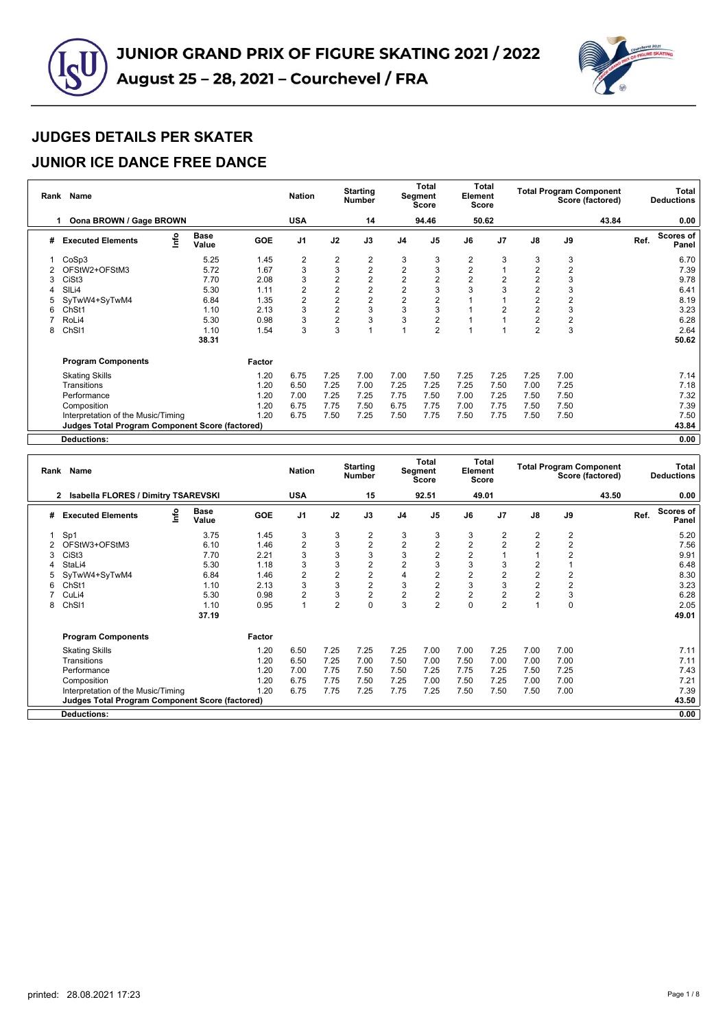# JUNIOR GRAND PRIX OF FIGURE SKATING 2021 / 2022

**August 25 – 28, 2021 – Courchevel / FRA**

## JUDGES DETAILS PER SKATER

## JUNIOR ICE DANCE FREE DANCE

| Rank | Name | Nation | Starting Number | Total Segment Score | Total Element Score | Total Program Component Score (factored) | Total Deductions |
|---|---|---|---|---|---|---|---|
| 1 | Oona BROWN / Gage BROWN | USA | 14 | 94.46 | 50.62 | 43.84 | 0.00 |

| # | Executed Elements | Info | Base Value | GOE | J1 | J2 | J3 | J4 | J5 | J6 | J7 | J8 | J9 | Ref. | Scores of Panel |
|---|---|---|---|---|---|---|---|---|---|---|---|---|---|---|---|
| 1 | CoSp3 | | 5.25 | 1.45 | 2 | 2 | 2 | 3 | 3 | 2 | 3 | 3 | 3 | | 6.70 |
| 2 | OFStW2+OFStM3 | | 5.72 | 1.67 | 3 | 3 | 2 | 2 | 3 | 2 | 1 | 2 | 2 | | 7.39 |
| 3 | CiSt3 | | 7.70 | 2.08 | 3 | 2 | 2 | 2 | 2 | 2 | 2 | 2 | 3 | | 9.78 |
| 4 | SlLi4 | | 5.30 | 1.11 | 2 | 2 | 2 | 2 | 3 | 3 | 3 | 2 | 3 | | 6.41 |
| 5 | SyTwW4+SyTwM4 | | 6.84 | 1.35 | 2 | 2 | 2 | 2 | 2 | 1 | 1 | 2 | 2 | | 8.19 |
| 6 | ChSt1 | | 1.10 | 2.13 | 3 | 2 | 3 | 3 | 3 | 1 | 2 | 2 | 3 | | 3.23 |
| 7 | RoLi4 | | 5.30 | 0.98 | 3 | 2 | 3 | 3 | 2 | 1 | 1 | 2 | 2 | | 6.28 |
| 8 | ChSl1 | | 1.10 | 1.54 | 3 | 3 | 1 | 1 | 2 | 1 | 1 | 2 | 3 | | 2.64 |
| | | | 38.31 | | | | | | | | | | | | 50.62 |

| Program Components | Factor | J1 | J2 | J3 | J4 | J5 | J6 | J7 | J8 | J9 | Scores of Panel |
|---|---|---|---|---|---|---|---|---|---|---|---|
| Skating Skills | 1.20 | 6.75 | 7.25 | 7.00 | 7.00 | 7.50 | 7.25 | 7.25 | 7.25 | 7.00 | 7.14 |
| Transitions | 1.20 | 6.50 | 7.25 | 7.00 | 7.25 | 7.25 | 7.25 | 7.50 | 7.00 | 7.25 | 7.18 |
| Performance | 1.20 | 7.00 | 7.25 | 7.25 | 7.75 | 7.50 | 7.00 | 7.25 | 7.50 | 7.50 | 7.32 |
| Composition | 1.20 | 6.75 | 7.75 | 7.50 | 6.75 | 7.75 | 7.00 | 7.75 | 7.50 | 7.50 | 7.39 |
| Interpretation of the Music/Timing | 1.20 | 6.75 | 7.50 | 7.25 | 7.50 | 7.75 | 7.50 | 7.75 | 7.50 | 7.50 | 7.50 |
| **Judges Total Program Component Score (factored)** | | | | | | | | | | | 43.84 |
| **Deductions:** | | | | | | | | | | | 0.00 |

| Rank | Name | Nation | Starting Number | Total Segment Score | Total Element Score | Total Program Component Score (factored) | Total Deductions |
|---|---|---|---|---|---|---|---|
| 2 | Isabella FLORES / Dimitry TSAREVSKI | USA | 15 | 92.51 | 49.01 | 43.50 | 0.00 |

| # | Executed Elements | Info | Base Value | GOE | J1 | J2 | J3 | J4 | J5 | J6 | J7 | J8 | J9 | Ref. | Scores of Panel |
|---|---|---|---|---|---|---|---|---|---|---|---|---|---|---|---|
| 1 | Sp1 | | 3.75 | 1.45 | 3 | 3 | 2 | 3 | 3 | 3 | 2 | 2 | 2 | | 5.20 |
| 2 | OFStW3+OFStM3 | | 6.10 | 1.46 | 2 | 3 | 2 | 2 | 2 | 2 | 2 | 2 | 2 | | 7.56 |
| 3 | CiSt3 | | 7.70 | 2.21 | 3 | 3 | 3 | 3 | 2 | 2 | 1 | 1 | 2 | | 9.91 |
| 4 | StaLi4 | | 5.30 | 1.18 | 3 | 3 | 2 | 2 | 3 | 3 | 3 | 2 | 1 | | 6.48 |
| 5 | SyTwW4+SyTwM4 | | 6.84 | 1.46 | 2 | 2 | 2 | 4 | 2 | 2 | 2 | 2 | 2 | | 8.30 |
| 6 | ChSt1 | | 1.10 | 2.13 | 3 | 3 | 2 | 3 | 2 | 3 | 3 | 2 | 2 | | 3.23 |
| 7 | CuLi4 | | 5.30 | 0.98 | 2 | 3 | 2 | 2 | 2 | 2 | 2 | 2 | 3 | | 6.28 |
| 8 | ChSl1 | | 1.10 | 0.95 | 1 | 2 | 0 | 3 | 2 | 0 | 2 | 1 | 0 | | 2.05 |
| | | | 37.19 | | | | | | | | | | | | 49.01 |

| Program Components | Factor | J1 | J2 | J3 | J4 | J5 | J6 | J7 | J8 | J9 | Scores of Panel |
|---|---|---|---|---|---|---|---|---|---|---|---|
| Skating Skills | 1.20 | 6.50 | 7.25 | 7.25 | 7.25 | 7.00 | 7.00 | 7.25 | 7.00 | 7.00 | 7.11 |
| Transitions | 1.20 | 6.50 | 7.25 | 7.00 | 7.50 | 7.00 | 7.50 | 7.00 | 7.00 | 7.00 | 7.11 |
| Performance | 1.20 | 7.00 | 7.75 | 7.50 | 7.50 | 7.25 | 7.75 | 7.25 | 7.50 | 7.25 | 7.43 |
| Composition | 1.20 | 6.75 | 7.75 | 7.50 | 7.25 | 7.00 | 7.50 | 7.25 | 7.00 | 7.00 | 7.21 |
| Interpretation of the Music/Timing | 1.20 | 6.75 | 7.75 | 7.25 | 7.75 | 7.25 | 7.50 | 7.50 | 7.50 | 7.00 | 7.39 |
| **Judges Total Program Component Score (factored)** | | | | | | | | | | | 43.50 |
| **Deductions:** | | | | | | | | | | | 0.00 |

printed: 28.08.2021 17:23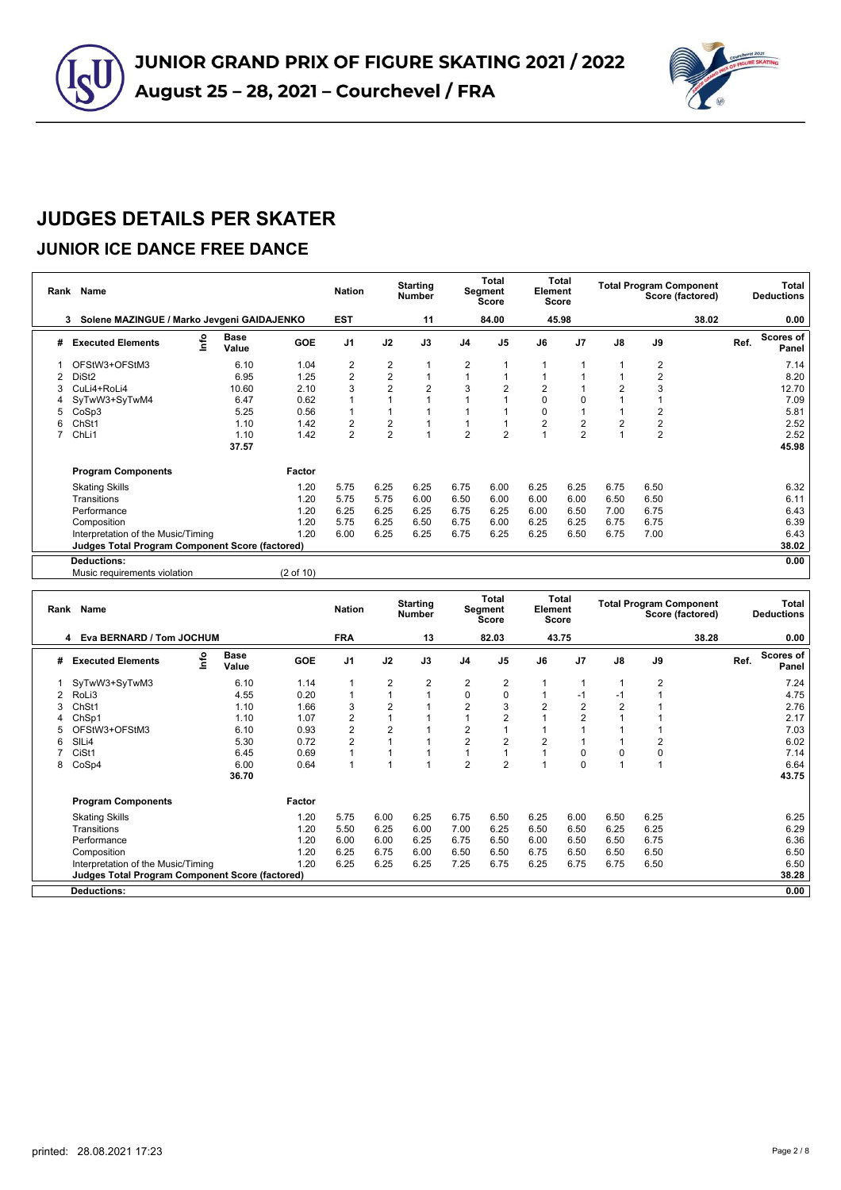# JUNIOR GRAND PRIX OF FIGURE SKATING 2021 / 2022

**August 25 – 28, 2021 – Courchevel / FRA**

## JUDGES DETAILS PER SKATER

## JUNIOR ICE DANCE FREE DANCE

| Rank | Name | Nation | Starting Number | Total Segment Score | Total Element Score | Total Program Component Score (factored) | Total Deductions |
|---|---|---|---|---|---|---|---|
| 3 | Solene MAZINGUE / Marko Jevgeni GAIDAJENKO | EST | 11 | 84.00 | 45.98 | 38.02 | 0.00 |

| # | Executed Elements | Info | Base Value | GOE | J1 | J2 | J3 | J4 | J5 | J6 | J7 | J8 | J9 | Ref. | Scores of Panel |
|---|---|---|---|---|---|---|---|---|---|---|---|---|---|---|---|
| 1 | OFStW3+OFStM3 | | 6.10 | 1.04 | 2 | 2 | 1 | 2 | 1 | 1 | 1 | 1 | 2 | | 7.14 |
| 2 | DiSt2 | | 6.95 | 1.25 | 2 | 2 | 1 | 1 | 1 | 1 | 1 | 1 | 2 | | 8.20 |
| 3 | CuLi4+RoLi4 | | 10.60 | 2.10 | 3 | 2 | 2 | 3 | 2 | 2 | 1 | 2 | 3 | | 12.70 |
| 4 | SyTwW3+SyTwM4 | | 6.47 | 0.62 | 1 | 1 | 1 | 1 | 1 | 0 | 0 | 1 | 1 | | 7.09 |
| 5 | CoSp3 | | 5.25 | 0.56 | 1 | 1 | 1 | 1 | 1 | 0 | 1 | 1 | 2 | | 5.81 |
| 6 | ChSt1 | | 1.10 | 1.42 | 2 | 2 | 1 | 1 | 1 | 2 | 2 | 2 | 2 | | 2.52 |
| 7 | ChLi1 | | 1.10 | 1.42 | 2 | 2 | 1 | 2 | 2 | 1 | 2 | 1 | 2 | | 2.52 |
| | | | 37.57 | | | | | | | | | | | | 45.98 |

| Program Components | Factor | J1 | J2 | J3 | J4 | J5 | J6 | J7 | J8 | J9 | Scores of Panel |
|---|---|---|---|---|---|---|---|---|---|---|---|
| Skating Skills | 1.20 | 5.75 | 6.25 | 6.25 | 6.75 | 6.00 | 6.25 | 6.25 | 6.75 | 6.50 | 6.32 |
| Transitions | 1.20 | 5.75 | 5.75 | 6.00 | 6.50 | 6.00 | 6.00 | 6.00 | 6.50 | 6.50 | 6.11 |
| Performance | 1.20 | 6.25 | 6.25 | 6.25 | 6.75 | 6.25 | 6.00 | 6.50 | 7.00 | 6.75 | 6.43 |
| Composition | 1.20 | 5.75 | 6.25 | 6.50 | 6.75 | 6.00 | 6.25 | 6.25 | 6.75 | 6.75 | 6.39 |
| Interpretation of the Music/Timing | 1.20 | 6.00 | 6.25 | 6.25 | 6.75 | 6.25 | 6.25 | 6.50 | 6.75 | 7.00 | 6.43 |
| **Judges Total Program Component Score (factored)** | | | | | | | | | | | **38.02** |

**Deductions:** 0.00

Music requirements violation (2 of 10)

| Rank | Name | Nation | Starting Number | Total Segment Score | Total Element Score | Total Program Component Score (factored) | Total Deductions |
|---|---|---|---|---|---|---|---|
| 4 | Eva BERNARD / Tom JOCHUM | FRA | 13 | 82.03 | 43.75 | 38.28 | 0.00 |

| # | Executed Elements | Info | Base Value | GOE | J1 | J2 | J3 | J4 | J5 | J6 | J7 | J8 | J9 | Ref. | Scores of Panel |
|---|---|---|---|---|---|---|---|---|---|---|---|---|---|---|---|
| 1 | SyTwW3+SyTwM3 | | 6.10 | 1.14 | 1 | 2 | 2 | 2 | 2 | 1 | 1 | 1 | 2 | | 7.24 |
| 2 | RoLi3 | | 4.55 | 0.20 | 1 | 1 | 1 | 0 | 0 | 1 | -1 | -1 | 1 | | 4.75 |
| 3 | ChSt1 | | 1.10 | 1.66 | 3 | 2 | 1 | 2 | 3 | 2 | 2 | 2 | 1 | | 2.76 |
| 4 | ChSp1 | | 1.10 | 1.07 | 2 | 1 | 1 | 1 | 2 | 1 | 2 | 1 | 1 | | 2.17 |
| 5 | OFStW3+OFStM3 | | 6.10 | 0.93 | 2 | 2 | 1 | 2 | 1 | 1 | 1 | 1 | 1 | | 7.03 |
| 6 | SlLi4 | | 5.30 | 0.72 | 2 | 1 | 1 | 2 | 2 | 2 | 1 | 1 | 2 | | 6.02 |
| 7 | CiSt1 | | 6.45 | 0.69 | 1 | 1 | 1 | 1 | 1 | 1 | 0 | 0 | 0 | | 7.14 |
| 8 | CoSp4 | | 6.00 | 0.64 | 1 | 1 | 1 | 2 | 2 | 1 | 0 | 1 | 1 | | 6.64 |
| | | | 36.70 | | | | | | | | | | | | 43.75 |

| Program Components | Factor | J1 | J2 | J3 | J4 | J5 | J6 | J7 | J8 | J9 | Scores of Panel |
|---|---|---|---|---|---|---|---|---|---|---|---|
| Skating Skills | 1.20 | 5.75 | 6.00 | 6.25 | 6.75 | 6.50 | 6.25 | 6.00 | 6.50 | 6.25 | 6.25 |
| Transitions | 1.20 | 5.50 | 6.25 | 6.00 | 7.00 | 6.25 | 6.50 | 6.50 | 6.25 | 6.25 | 6.29 |
| Performance | 1.20 | 6.00 | 6.00 | 6.25 | 6.75 | 6.50 | 6.00 | 6.50 | 6.50 | 6.75 | 6.36 |
| Composition | 1.20 | 6.25 | 6.75 | 6.00 | 6.50 | 6.50 | 6.75 | 6.50 | 6.50 | 6.50 | 6.50 |
| Interpretation of the Music/Timing | 1.20 | 6.25 | 6.25 | 6.25 | 7.25 | 6.75 | 6.25 | 6.75 | 6.75 | 6.50 | 6.50 |
| **Judges Total Program Component Score (factored)** | | | | | | | | | | | **38.28** |

**Deductions:** 0.00

printed: 28.08.2021 17:23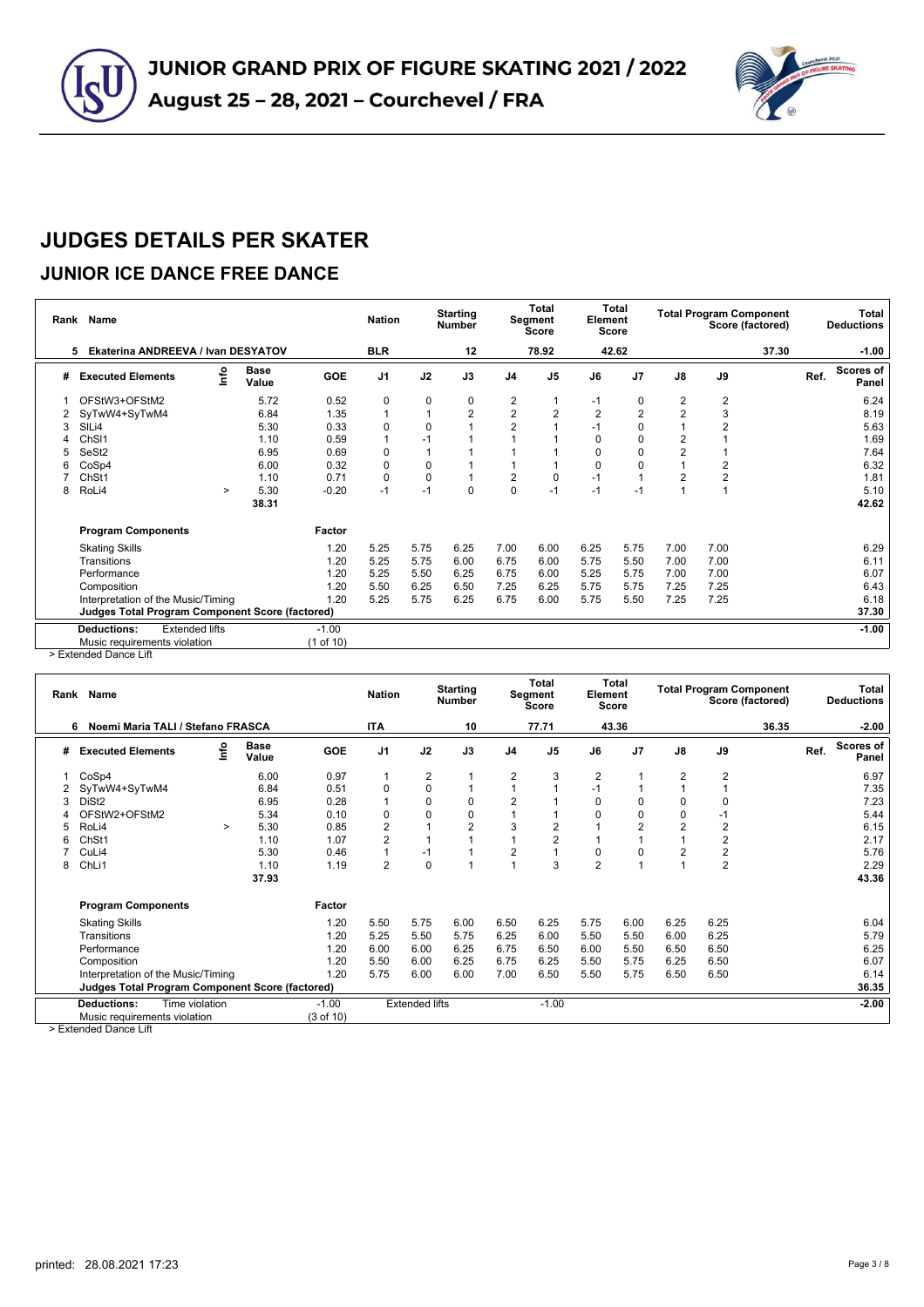# JUNIOR GRAND PRIX OF FIGURE SKATING 2021 / 2022

**August 25 – 28, 2021 – Courchevel / FRA**

# JUDGES DETAILS PER SKATER

## JUNIOR ICE DANCE FREE DANCE

| Rank | Name | Nation | Starting Number | Total Segment Score | Total Element Score | Total Program Component Score (factored) | Total Deductions |
|---|---|---|---|---|---|---|---|
| 5 | Ekaterina ANDREEVA / Ivan DESYATOV | BLR | 12 | 78.92 | 42.62 | 37.30 | -1.00 |

| # | Executed Elements | Info | Base Value | GOE | J1 | J2 | J3 | J4 | J5 | J6 | J7 | J8 | J9 | Ref. | Scores of Panel |
|---|---|---|---|---|---|---|---|---|---|---|---|---|---|---|---|
| 1 | OFStW3+OFStM2 | | 5.72 | 0.52 | 0 | 0 | 0 | 2 | 1 | -1 | 0 | 2 | 2 | | 6.24 |
| 2 | SyTwW4+SyTwM4 | | 6.84 | 1.35 | 1 | 1 | 2 | 2 | 2 | 2 | 2 | 2 | 3 | | 8.19 |
| 3 | SlLi4 | | 5.30 | 0.33 | 0 | 0 | 1 | 2 | 1 | -1 | 0 | 1 | 2 | | 5.63 |
| 4 | ChSl1 | | 1.10 | 0.59 | 1 | -1 | 1 | 1 | 1 | 0 | 0 | 2 | 1 | | 1.69 |
| 5 | SeSt2 | | 6.95 | 0.69 | 0 | 1 | 1 | 1 | 1 | 0 | 0 | 2 | 1 | | 7.64 |
| 6 | CoSp4 | | 6.00 | 0.32 | 0 | 0 | 1 | 1 | 1 | 0 | 0 | 1 | 2 | | 6.32 |
| 7 | ChSt1 | | 1.10 | 0.71 | 0 | 0 | 1 | 2 | 0 | -1 | 1 | 2 | 2 | | 1.81 |
| 8 | RoLi4 | > | 5.30 | -0.20 | -1 | -1 | 0 | 0 | -1 | -1 | -1 | 1 | 1 | | 5.10 |
| | | | 38.31 | | | | | | | | | | | | 42.62 |

| Program Components | Factor | J1 | J2 | J3 | J4 | J5 | J6 | J7 | J8 | J9 | Scores of Panel |
|---|---|---|---|---|---|---|---|---|---|---|---|
| Skating Skills | 1.20 | 5.25 | 5.75 | 6.25 | 7.00 | 6.00 | 6.25 | 5.75 | 7.00 | 7.00 | 6.29 |
| Transitions | 1.20 | 5.25 | 5.75 | 6.00 | 6.75 | 6.00 | 5.75 | 5.50 | 7.00 | 7.00 | 6.11 |
| Performance | 1.20 | 5.25 | 5.50 | 6.25 | 6.75 | 6.00 | 5.25 | 5.75 | 7.00 | 7.00 | 6.07 |
| Composition | 1.20 | 5.50 | 6.25 | 6.50 | 7.25 | 6.25 | 5.75 | 5.75 | 7.25 | 7.25 | 6.43 |
| Interpretation of the Music/Timing | 1.20 | 5.25 | 5.75 | 6.25 | 6.75 | 6.00 | 5.75 | 5.50 | 7.25 | 7.25 | 6.18 |
| **Judges Total Program Component Score (factored)** | | | | | | | | | | | **37.30** |

| Deductions: | | | |
|---|---|---|---|
| Extended lifts | -1.00 | | -1.00 |
| Music requirements violation | (1 of 10) | | |

> Extended Dance Lift

| Rank | Name | Nation | Starting Number | Total Segment Score | Total Element Score | Total Program Component Score (factored) | Total Deductions |
|---|---|---|---|---|---|---|---|
| 6 | Noemi Maria TALI / Stefano FRASCA | ITA | 10 | 77.71 | 43.36 | 36.35 | -2.00 |

| # | Executed Elements | Info | Base Value | GOE | J1 | J2 | J3 | J4 | J5 | J6 | J7 | J8 | J9 | Ref. | Scores of Panel |
|---|---|---|---|---|---|---|---|---|---|---|---|---|---|---|---|
| 1 | CoSp4 | | 6.00 | 0.97 | 1 | 2 | 1 | 2 | 3 | 2 | 1 | 2 | 2 | | 6.97 |
| 2 | SyTwW4+SyTwM4 | | 6.84 | 0.51 | 0 | 0 | 1 | 1 | 1 | -1 | 1 | 1 | 1 | | 7.35 |
| 3 | DiSt2 | | 6.95 | 0.28 | 1 | 0 | 0 | 2 | 1 | 0 | 0 | 0 | 0 | | 7.23 |
| 4 | OFStW2+OFStM2 | | 5.34 | 0.10 | 0 | 0 | 0 | 1 | 1 | 0 | 0 | 0 | -1 | | 5.44 |
| 5 | RoLi4 | > | 5.30 | 0.85 | 2 | 1 | 2 | 3 | 2 | 1 | 2 | 2 | 2 | | 6.15 |
| 6 | ChSt1 | | 1.10 | 1.07 | 2 | 1 | 1 | 1 | 2 | 1 | 1 | 1 | 2 | | 2.17 |
| 7 | CuLi4 | | 5.30 | 0.46 | 1 | -1 | 1 | 2 | 1 | 0 | 0 | 2 | 2 | | 5.76 |
| 8 | ChLi1 | | 1.10 | 1.19 | 2 | 0 | 1 | 1 | 3 | 2 | 1 | 1 | 2 | | 2.29 |
| | | | 37.93 | | | | | | | | | | | | 43.36 |

| Program Components | Factor | J1 | J2 | J3 | J4 | J5 | J6 | J7 | J8 | J9 | Scores of Panel |
|---|---|---|---|---|---|---|---|---|---|---|---|
| Skating Skills | 1.20 | 5.50 | 5.75 | 6.00 | 6.50 | 6.25 | 5.75 | 6.00 | 6.25 | 6.25 | 6.04 |
| Transitions | 1.20 | 5.25 | 5.50 | 5.75 | 6.25 | 6.00 | 5.50 | 5.50 | 6.00 | 6.25 | 5.79 |
| Performance | 1.20 | 6.00 | 6.00 | 6.25 | 6.75 | 6.50 | 6.00 | 5.50 | 6.50 | 6.50 | 6.25 |
| Composition | 1.20 | 5.50 | 6.00 | 6.25 | 6.75 | 6.25 | 5.50 | 5.75 | 6.25 | 6.50 | 6.07 |
| Interpretation of the Music/Timing | 1.20 | 5.75 | 6.00 | 6.00 | 7.00 | 6.50 | 5.50 | 5.75 | 6.50 | 6.50 | 6.14 |
| **Judges Total Program Component Score (factored)** | | | | | | | | | | | **36.35** |

| Deductions: | | | | |
|---|---|---|---|---|
| Time violation | -1.00 | Extended lifts | -1.00 | -2.00 |
| Music requirements violation | (3 of 10) | | | |

> Extended Dance Lift

printed: 28.08.2021 17:23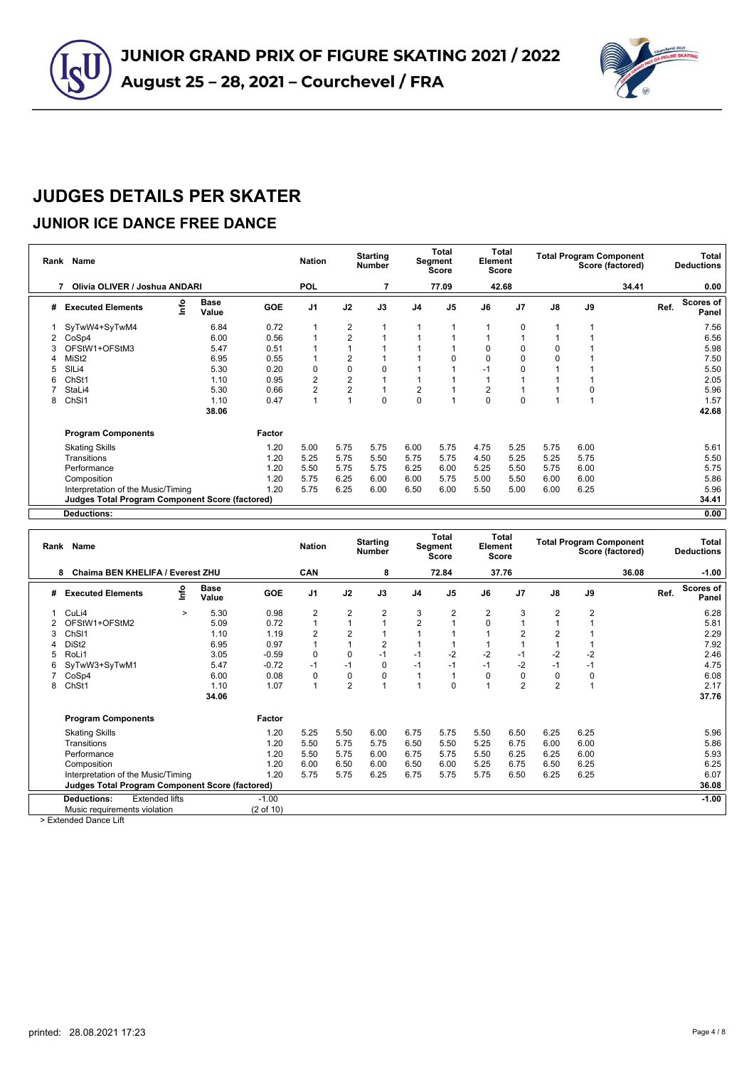# JUNIOR GRAND PRIX OF FIGURE SKATING 2021 / 2022

**August 25 – 28, 2021 – Courchevel / FRA**

## JUDGES DETAILS PER SKATER

## JUNIOR ICE DANCE FREE DANCE

| Rank | Name | Nation | Starting Number | Total Segment Score | Total Element Score | Total Program Component Score (factored) | Total Deductions |
|---|---|---|---|---|---|---|---|
| 7 | Olivia OLIVER / Joshua ANDARI | POL | 7 | 77.09 | 42.68 | 34.41 | 0.00 |

| # | Executed Elements | Info | Base Value | GOE | J1 | J2 | J3 | J4 | J5 | J6 | J7 | J8 | J9 | Ref. | Scores of Panel |
|---|---|---|---|---|---|---|---|---|---|---|---|---|---|---|---|
| 1 | SyTwW4+SyTwM4 | | 6.84 | 0.72 | 1 | 2 | 1 | 1 | 1 | 1 | 0 | 1 | 1 | | 7.56 |
| 2 | CoSp4 | | 6.00 | 0.56 | 1 | 2 | 1 | 1 | 1 | 1 | 1 | 1 | 1 | | 6.56 |
| 3 | OFStW1+OFStM3 | | 5.47 | 0.51 | 1 | 1 | 1 | 1 | 1 | 0 | 0 | 0 | 1 | | 5.98 |
| 4 | MiSt2 | | 6.95 | 0.55 | 1 | 2 | 1 | 1 | 0 | 0 | 0 | 0 | 1 | | 7.50 |
| 5 | SlLi4 | | 5.30 | 0.20 | 0 | 0 | 0 | 1 | 1 | -1 | 0 | 1 | 1 | | 5.50 |
| 6 | ChSt1 | | 1.10 | 0.95 | 2 | 2 | 1 | 1 | 1 | 1 | 1 | 1 | 1 | | 2.05 |
| 7 | StaLi4 | | 5.30 | 0.66 | 2 | 2 | 1 | 2 | 1 | 2 | 1 | 1 | 0 | | 5.96 |
| 8 | ChSl1 | | 1.10 | 0.47 | 1 | 1 | 0 | 0 | 1 | 0 | 0 | 1 | 1 | | 1.57 |
| | | | 38.06 | | | | | | | | | | | | 42.68 |

| Program Components | Factor | J1 | J2 | J3 | J4 | J5 | J6 | J7 | J8 | J9 | Scores of Panel |
|---|---|---|---|---|---|---|---|---|---|---|---|
| Skating Skills | 1.20 | 5.00 | 5.75 | 5.75 | 6.00 | 5.75 | 4.75 | 5.25 | 5.75 | 6.00 | 5.61 |
| Transitions | 1.20 | 5.25 | 5.75 | 5.50 | 5.75 | 5.75 | 4.50 | 5.25 | 5.25 | 5.75 | 5.50 |
| Performance | 1.20 | 5.50 | 5.75 | 5.75 | 6.25 | 6.00 | 5.25 | 5.50 | 5.75 | 6.00 | 5.75 |
| Composition | 1.20 | 5.75 | 6.25 | 6.00 | 6.00 | 5.75 | 5.00 | 5.50 | 6.00 | 6.00 | 5.86 |
| Interpretation of the Music/Timing | 1.20 | 5.75 | 6.25 | 6.00 | 6.50 | 6.00 | 5.50 | 5.00 | 6.00 | 6.25 | 5.96 |
| **Judges Total Program Component Score (factored)** | | | | | | | | | | | **34.41** |
| **Deductions:** | | | | | | | | | | | **0.00** |

| Rank | Name | Nation | Starting Number | Total Segment Score | Total Element Score | Total Program Component Score (factored) | Total Deductions |
|---|---|---|---|---|---|---|---|
| 8 | Chaima BEN KHELIFA / Everest ZHU | CAN | 8 | 72.84 | 37.76 | 36.08 | -1.00 |

| # | Executed Elements | Info | Base Value | GOE | J1 | J2 | J3 | J4 | J5 | J6 | J7 | J8 | J9 | Ref. | Scores of Panel |
|---|---|---|---|---|---|---|---|---|---|---|---|---|---|---|---|
| 1 | CuLi4 | > | 5.30 | 0.98 | 2 | 2 | 2 | 3 | 2 | 2 | 3 | 2 | 2 | | 6.28 |
| 2 | OFStW1+OFStM2 | | 5.09 | 0.72 | 1 | 1 | 1 | 2 | 1 | 0 | 1 | 1 | 1 | | 5.81 |
| 3 | ChSl1 | | 1.10 | 1.19 | 2 | 2 | 1 | 1 | 1 | 1 | 2 | 2 | 1 | | 2.29 |
| 4 | DiSt2 | | 6.95 | 0.97 | 1 | 1 | 2 | 1 | 1 | 1 | 1 | 1 | 1 | | 7.92 |
| 5 | RoLi1 | | 3.05 | -0.59 | 0 | 0 | -1 | -1 | -2 | -2 | -1 | -2 | -2 | | 2.46 |
| 6 | SyTwW3+SyTwM1 | | 5.47 | -0.72 | -1 | -1 | 0 | -1 | -1 | -1 | -2 | -1 | -1 | | 4.75 |
| 7 | CoSp4 | | 6.00 | 0.08 | 0 | 0 | 0 | 1 | 1 | 0 | 0 | 0 | 0 | | 6.08 |
| 8 | ChSt1 | | 1.10 | 1.07 | 1 | 2 | 1 | 1 | 0 | 1 | 2 | 2 | 1 | | 2.17 |
| | | | 34.06 | | | | | | | | | | | | 37.76 |

| Program Components | Factor | J1 | J2 | J3 | J4 | J5 | J6 | J7 | J8 | J9 | Scores of Panel |
|---|---|---|---|---|---|---|---|---|---|---|---|
| Skating Skills | 1.20 | 5.25 | 5.50 | 6.00 | 6.75 | 5.75 | 5.50 | 6.50 | 6.25 | 6.25 | 5.96 |
| Transitions | 1.20 | 5.50 | 5.75 | 5.75 | 6.50 | 5.50 | 5.25 | 6.75 | 6.00 | 6.00 | 5.86 |
| Performance | 1.20 | 5.50 | 5.75 | 6.00 | 6.75 | 5.75 | 5.50 | 6.25 | 6.25 | 6.00 | 5.93 |
| Composition | 1.20 | 6.00 | 6.50 | 6.00 | 6.50 | 6.00 | 5.25 | 6.75 | 6.50 | 6.25 | 6.25 |
| Interpretation of the Music/Timing | 1.20 | 5.75 | 5.75 | 6.25 | 6.75 | 5.75 | 5.75 | 6.50 | 6.25 | 6.25 | 6.07 |
| **Judges Total Program Component Score (factored)** | | | | | | | | | | | **36.08** |
| **Deductions:** Extended lifts | -1.00 | | | | | | | | | | **-1.00** |
| Music requirements violation | (2 of 10) | | | | | | | | | | |

> Extended Dance Lift

printed: 28.08.2021 17:23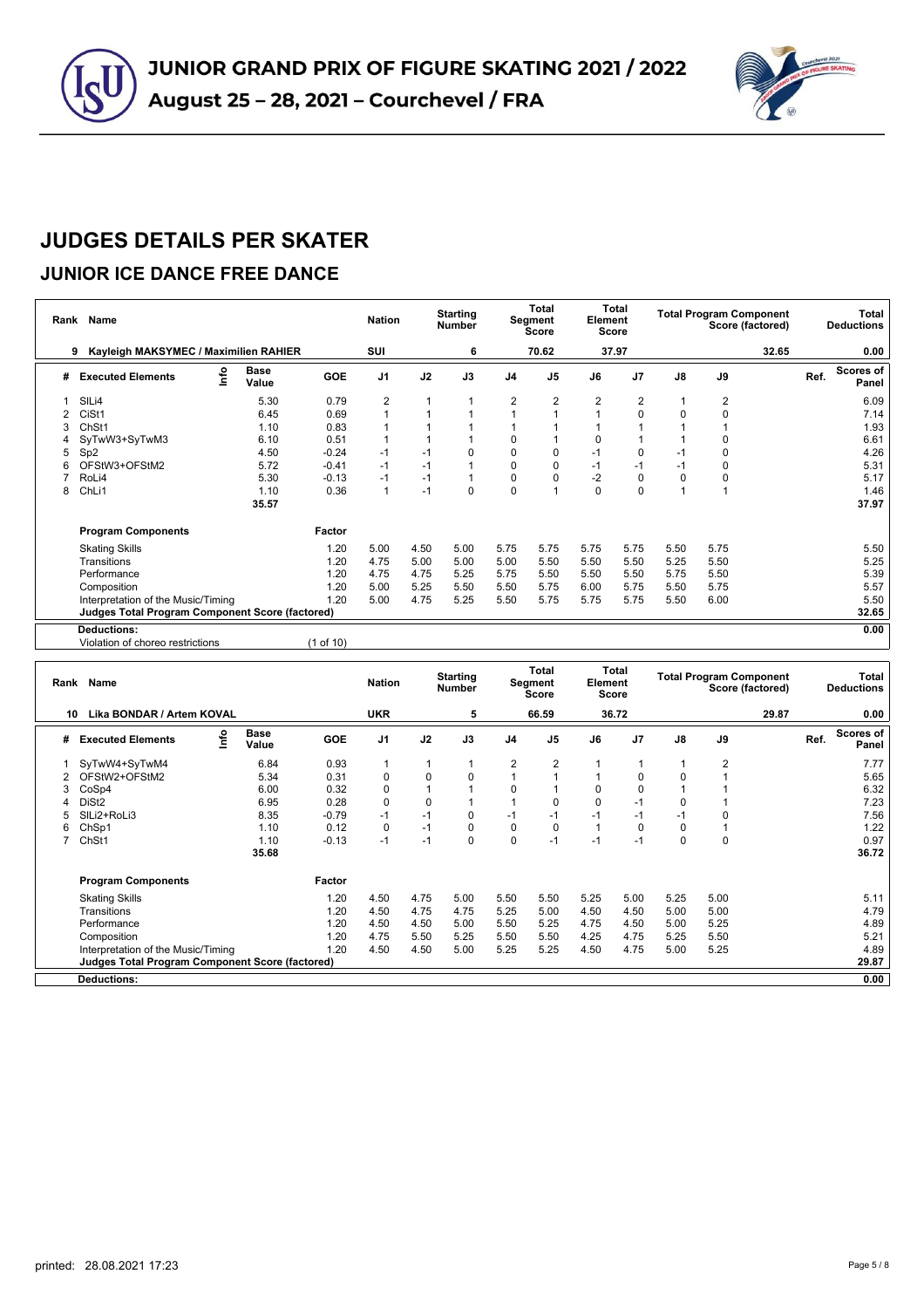# JUNIOR GRAND PRIX OF FIGURE SKATING 2021 / 2022

**August 25 – 28, 2021 – Courchevel / FRA**

# JUDGES DETAILS PER SKATER

## JUNIOR ICE DANCE FREE DANCE

| Rank | Name | Nation | Starting Number | Total Segment Score | Total Element Score | Total Program Component Score (factored) | Total Deductions |
|---|---|---|---|---|---|---|---|
| 9 | Kayleigh MAKSYMEC / Maximilien RAHIER | SUI | 6 | 70.62 | 37.97 | 32.65 | 0.00 |

| # | Executed Elements | Info | Base Value | GOE | J1 | J2 | J3 | J4 | J5 | J6 | J7 | J8 | J9 | Ref. | Scores of Panel |
|---|---|---|---|---|---|---|---|---|---|---|---|---|---|---|---|
| 1 | SlLi4 | | 5.30 | 0.79 | 2 | 1 | 1 | 2 | 2 | 2 | 2 | 1 | 2 | | 6.09 |
| 2 | CiSt1 | | 6.45 | 0.69 | 1 | 1 | 1 | 1 | 1 | 1 | 0 | 0 | 0 | | 7.14 |
| 3 | ChSt1 | | 1.10 | 0.83 | 1 | 1 | 1 | 1 | 1 | 1 | 1 | 1 | 1 | | 1.93 |
| 4 | SyTwW3+SyTwM3 | | 6.10 | 0.51 | 1 | 1 | 1 | 0 | 1 | 0 | 1 | 1 | 0 | | 6.61 |
| 5 | Sp2 | | 4.50 | -0.24 | -1 | -1 | 0 | 0 | 0 | -1 | 0 | -1 | 0 | | 4.26 |
| 6 | OFStW3+OFStM2 | | 5.72 | -0.41 | -1 | -1 | 1 | 0 | 0 | -1 | -1 | -1 | 0 | | 5.31 |
| 7 | RoLi4 | | 5.30 | -0.13 | -1 | -1 | 1 | 0 | 0 | -2 | 0 | 0 | 0 | | 5.17 |
| 8 | ChLi1 | | 1.10 | 0.36 | 1 | -1 | 0 | 0 | 1 | 0 | 0 | 1 | 1 | | 1.46 |
| | | | 35.57 | | | | | | | | | | | | 37.97 |

| Program Components | Factor | J1 | J2 | J3 | J4 | J5 | J6 | J7 | J8 | J9 | Scores of Panel |
|---|---|---|---|---|---|---|---|---|---|---|---|
| Skating Skills | 1.20 | 5.00 | 4.50 | 5.00 | 5.75 | 5.75 | 5.75 | 5.75 | 5.50 | 5.75 | 5.50 |
| Transitions | 1.20 | 4.75 | 5.00 | 5.00 | 5.00 | 5.50 | 5.50 | 5.50 | 5.25 | 5.50 | 5.25 |
| Performance | 1.20 | 4.75 | 4.75 | 5.25 | 5.75 | 5.50 | 5.50 | 5.50 | 5.75 | 5.50 | 5.39 |
| Composition | 1.20 | 5.00 | 5.25 | 5.50 | 5.50 | 5.75 | 6.00 | 5.75 | 5.50 | 5.75 | 5.57 |
| Interpretation of the Music/Timing | 1.20 | 5.00 | 4.75 | 5.25 | 5.50 | 5.75 | 5.75 | 5.75 | 5.50 | 6.00 | 5.50 |
| **Judges Total Program Component Score (factored)** | | | | | | | | | | | 32.65 |

**Deductions:** 0.00

Violation of choreo restrictions (1 of 10)

| Rank | Name | Nation | Starting Number | Total Segment Score | Total Element Score | Total Program Component Score (factored) | Total Deductions |
|---|---|---|---|---|---|---|---|
| 10 | Lika BONDAR / Artem KOVAL | UKR | 5 | 66.59 | 36.72 | 29.87 | 0.00 |

| # | Executed Elements | Info | Base Value | GOE | J1 | J2 | J3 | J4 | J5 | J6 | J7 | J8 | J9 | Ref. | Scores of Panel |
|---|---|---|---|---|---|---|---|---|---|---|---|---|---|---|---|
| 1 | SyTwW4+SyTwM4 | | 6.84 | 0.93 | 1 | 1 | 1 | 2 | 2 | 1 | 1 | 1 | 2 | | 7.77 |
| 2 | OFStW2+OFStM2 | | 5.34 | 0.31 | 0 | 0 | 0 | 1 | 1 | 1 | 0 | 0 | 1 | | 5.65 |
| 3 | CoSp4 | | 6.00 | 0.32 | 0 | 1 | 1 | 0 | 1 | 0 | 0 | 1 | 1 | | 6.32 |
| 4 | DiSt2 | | 6.95 | 0.28 | 0 | 0 | 1 | 1 | 0 | 0 | -1 | 0 | 1 | | 7.23 |
| 5 | SlLi2+RoLi3 | | 8.35 | -0.79 | -1 | -1 | 0 | -1 | -1 | -1 | -1 | -1 | 0 | | 7.56 |
| 6 | ChSp1 | | 1.10 | 0.12 | 0 | -1 | 0 | 0 | 0 | 1 | 0 | 0 | 1 | | 1.22 |
| 7 | ChSt1 | | 1.10 | -0.13 | -1 | -1 | 0 | 0 | -1 | -1 | -1 | 0 | 0 | | 0.97 |
| | | | 35.68 | | | | | | | | | | | | 36.72 |

| Program Components | Factor | J1 | J2 | J3 | J4 | J5 | J6 | J7 | J8 | J9 | Scores of Panel |
|---|---|---|---|---|---|---|---|---|---|---|---|
| Skating Skills | 1.20 | 4.50 | 4.75 | 5.00 | 5.50 | 5.50 | 5.25 | 5.00 | 5.25 | 5.00 | 5.11 |
| Transitions | 1.20 | 4.50 | 4.75 | 4.75 | 5.25 | 5.00 | 4.50 | 4.50 | 5.00 | 5.00 | 4.79 |
| Performance | 1.20 | 4.50 | 4.50 | 5.00 | 5.50 | 5.25 | 4.75 | 4.50 | 5.00 | 5.25 | 4.89 |
| Composition | 1.20 | 4.75 | 5.50 | 5.25 | 5.50 | 5.50 | 4.25 | 4.75 | 5.25 | 5.50 | 5.21 |
| Interpretation of the Music/Timing | 1.20 | 4.50 | 4.50 | 5.00 | 5.25 | 5.25 | 4.50 | 4.75 | 5.00 | 5.25 | 4.89 |
| **Judges Total Program Component Score (factored)** | | | | | | | | | | | 29.87 |

**Deductions:** 0.00

printed: 28.08.2021 17:23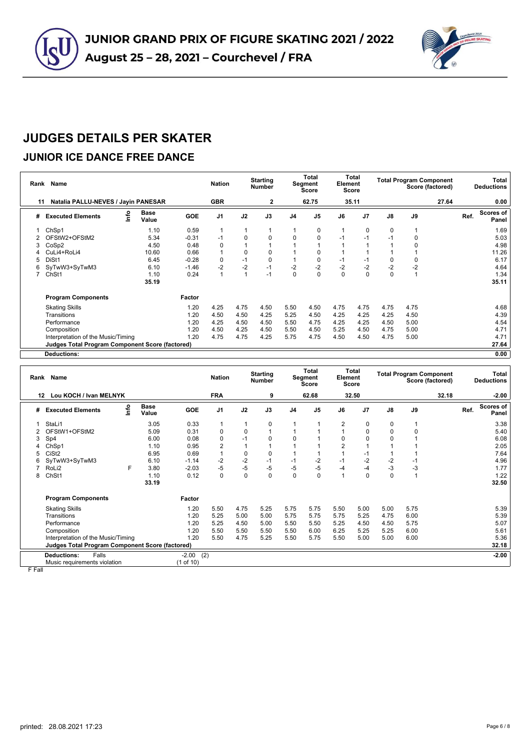# JUNIOR GRAND PRIX OF FIGURE SKATING 2021 / 2022

**August 25 – 28, 2021 – Courchevel / FRA**

# JUDGES DETAILS PER SKATER

## JUNIOR ICE DANCE FREE DANCE

| Rank | Name | | Nation | Starting Number | Total Segment Score | Total Element Score | Total Program Component Score (factored) | Total Deductions |
|---|---|---|---|---|---|---|---|---|
| 11 | Natalia PALLU-NEVES / Jayin PANESAR | | GBR | 2 | 62.75 | 35.11 | 27.64 | 0.00 |

| # | Executed Elements | Info | Base Value | GOE | J1 | J2 | J3 | J4 | J5 | J6 | J7 | J8 | J9 | Ref. | Scores of Panel |
|---|---|---|---|---|---|---|---|---|---|---|---|---|---|---|---|
| 1 | ChSp1 | | 1.10 | 0.59 | 1 | 1 | 1 | 1 | 0 | 1 | 0 | 0 | 1 | | 1.69 |
| 2 | OFStW2+OFStM2 | | 5.34 | -0.31 | -1 | 0 | 0 | 0 | 0 | -1 | -1 | -1 | 0 | | 5.03 |
| 3 | CoSp2 | | 4.50 | 0.48 | 0 | 1 | 1 | 1 | 1 | 1 | 1 | 1 | 0 | | 4.98 |
| 4 | CuLi4+RoLi4 | | 10.60 | 0.66 | 1 | 0 | 0 | 1 | 0 | 1 | 1 | 1 | 1 | | 11.26 |
| 5 | DiSt1 | | 6.45 | -0.28 | 0 | -1 | 0 | 1 | 0 | -1 | -1 | 0 | 0 | | 6.17 |
| 6 | SyTwW3+SyTwM3 | | 6.10 | -1.46 | -2 | -2 | -1 | -2 | -2 | -2 | -2 | -2 | -2 | | 4.64 |
| 7 | ChSt1 | | 1.10 | 0.24 | 1 | 1 | -1 | 0 | 0 | 0 | 0 | 0 | 1 | | 1.34 |
| | | | 35.19 | | | | | | | | | | | | 35.11 |

| Program Components | Factor | J1 | J2 | J3 | J4 | J5 | J6 | J7 | J8 | J9 | Scores of Panel |
|---|---|---|---|---|---|---|---|---|---|---|---|
| Skating Skills | 1.20 | 4.25 | 4.75 | 4.50 | 5.50 | 4.50 | 4.75 | 4.75 | 4.75 | 4.75 | 4.68 |
| Transitions | 1.20 | 4.50 | 4.50 | 4.25 | 5.25 | 4.50 | 4.25 | 4.25 | 4.25 | 4.50 | 4.39 |
| Performance | 1.20 | 4.25 | 4.50 | 4.50 | 5.50 | 4.75 | 4.25 | 4.25 | 4.50 | 5.00 | 4.54 |
| Composition | 1.20 | 4.50 | 4.25 | 4.50 | 5.50 | 4.50 | 5.25 | 4.50 | 4.75 | 5.00 | 4.71 |
| Interpretation of the Music/Timing | 1.20 | 4.75 | 4.75 | 4.25 | 5.75 | 4.75 | 4.50 | 4.50 | 4.75 | 5.00 | 4.71 |
| **Judges Total Program Component Score (factored)** | | | | | | | | | | | 27.64 |
| **Deductions:** | | | | | | | | | | | 0.00 |

| Rank | Name | | Nation | Starting Number | Total Segment Score | Total Element Score | Total Program Component Score (factored) | Total Deductions |
|---|---|---|---|---|---|---|---|---|
| 12 | Lou KOCH / Ivan MELNYK | | FRA | 9 | 62.68 | 32.50 | 32.18 | -2.00 |

| # | Executed Elements | Info | Base Value | GOE | J1 | J2 | J3 | J4 | J5 | J6 | J7 | J8 | J9 | Ref. | Scores of Panel |
|---|---|---|---|---|---|---|---|---|---|---|---|---|---|---|---|
| 1 | StaLi1 | | 3.05 | 0.33 | 1 | 1 | 0 | 1 | 1 | 2 | 0 | 0 | 1 | | 3.38 |
| 2 | OFStW1+OFStM2 | | 5.09 | 0.31 | 0 | 0 | 1 | 1 | 1 | 1 | 0 | 0 | 0 | | 5.40 |
| 3 | Sp4 | | 6.00 | 0.08 | 0 | -1 | 0 | 0 | 1 | 0 | 0 | 0 | 1 | | 6.08 |
| 4 | ChSp1 | | 1.10 | 0.95 | 2 | 1 | 1 | 1 | 1 | 2 | 1 | 1 | 1 | | 2.05 |
| 5 | CiSt2 | | 6.95 | 0.69 | 1 | 0 | 0 | 1 | 1 | 1 | -1 | 1 | 1 | | 7.64 |
| 6 | SyTwW3+SyTwM3 | | 6.10 | -1.14 | -2 | -2 | -1 | -1 | -2 | -1 | -2 | -2 | -1 | | 4.96 |
| 7 | RoLi2 | F | 3.80 | -2.03 | -5 | -5 | -5 | -5 | -5 | -4 | -4 | -3 | -3 | | 1.77 |
| 8 | ChSt1 | | 1.10 | 0.12 | 0 | 0 | 0 | 0 | 0 | 1 | 0 | 0 | 1 | | 1.22 |
| | | | 33.19 | | | | | | | | | | | | 32.50 |

| Program Components | Factor | J1 | J2 | J3 | J4 | J5 | J6 | J7 | J8 | J9 | Scores of Panel |
|---|---|---|---|---|---|---|---|---|---|---|---|
| Skating Skills | 1.20 | 5.50 | 4.75 | 5.25 | 5.75 | 5.75 | 5.50 | 5.00 | 5.00 | 5.75 | 5.39 |
| Transitions | 1.20 | 5.25 | 5.00 | 5.00 | 5.75 | 5.75 | 5.75 | 5.25 | 4.75 | 6.00 | 5.39 |
| Performance | 1.20 | 5.25 | 4.50 | 5.00 | 5.50 | 5.50 | 5.25 | 4.50 | 4.50 | 5.75 | 5.07 |
| Composition | 1.20 | 5.50 | 5.50 | 5.50 | 5.50 | 6.00 | 6.25 | 5.25 | 5.25 | 6.00 | 5.61 |
| Interpretation of the Music/Timing | 1.20 | 5.50 | 4.75 | 5.25 | 5.50 | 5.75 | 5.50 | 5.00 | 5.00 | 6.00 | 5.36 |
| **Judges Total Program Component Score (factored)** | | | | | | | | | | | 32.18 |
| **Deductions:** Falls | -2.00 (2) | | | | | | | | | | -2.00 |
| Music requirements violation | (1 of 10) | | | | | | | | | | |

F Fall

printed: 28.08.2021 17:23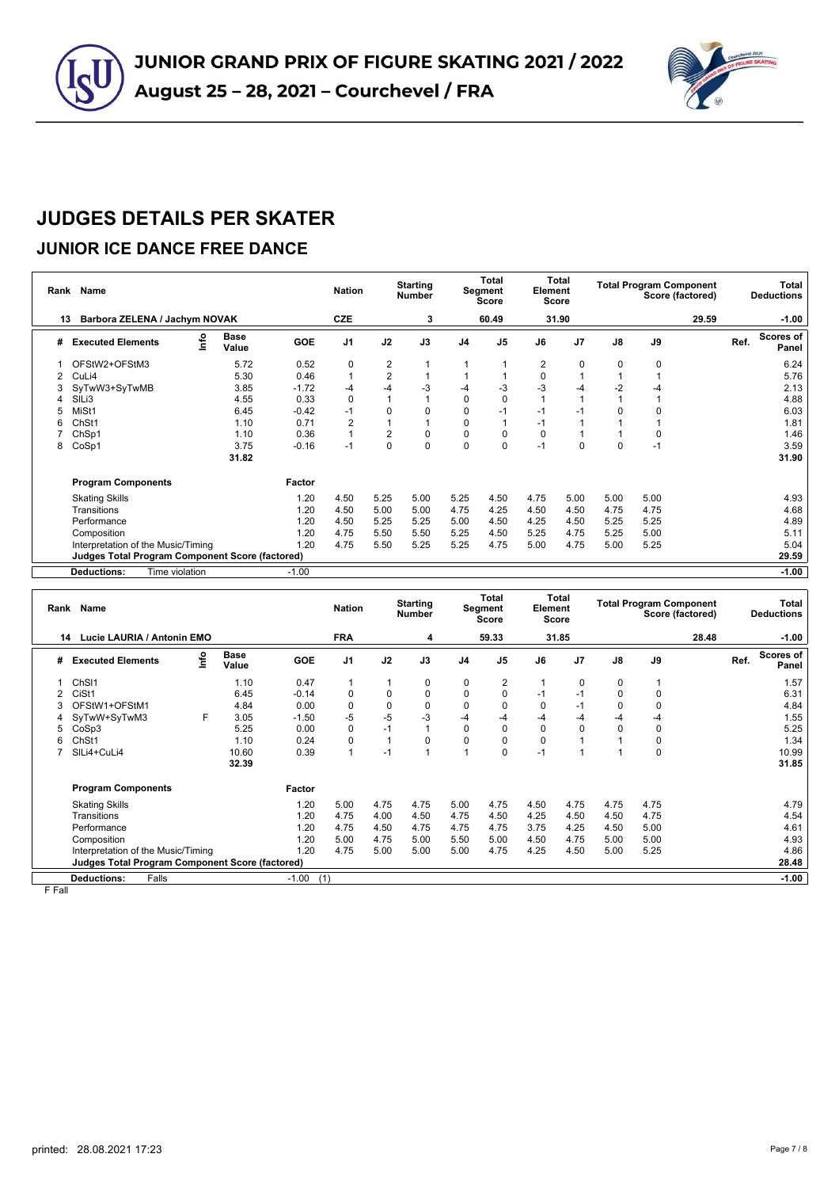# JUNIOR GRAND PRIX OF FIGURE SKATING 2021 / 2022

**August 25 – 28, 2021 – Courchevel / FRA**

## JUDGES DETAILS PER SKATER

### JUNIOR ICE DANCE FREE DANCE

| Rank | Name | Nation | Starting Number | Total Segment Score | Total Element Score | Total Program Component Score (factored) | Total Deductions |
|---|---|---|---|---|---|---|---|
| 13 | Barbora ZELENA / Jachym NOVAK | CZE | 3 | 60.49 | 31.90 | 29.59 | -1.00 |

| # | Executed Elements | Info | Base Value | GOE | J1 | J2 | J3 | J4 | J5 | J6 | J7 | J8 | J9 | Ref. | Scores of Panel |
|---|---|---|---|---|---|---|---|---|---|---|---|---|---|---|---|
| 1 | OFStW2+OFStM3 | | 5.72 | 0.52 | 0 | 2 | 1 | 1 | 1 | 2 | 0 | 0 | 0 | | 6.24 |
| 2 | CuLi4 | | 5.30 | 0.46 | 1 | 2 | 1 | 1 | 1 | 0 | 1 | 1 | 1 | | 5.76 |
| 3 | SyTwW3+SyTwMB | | 3.85 | -1.72 | -4 | -4 | -3 | -4 | -3 | -3 | -4 | -2 | -4 | | 2.13 |
| 4 | SlLi3 | | 4.55 | 0.33 | 0 | 1 | 1 | 0 | 0 | 1 | 1 | 1 | 1 | | 4.88 |
| 5 | MiSt1 | | 6.45 | -0.42 | -1 | 0 | 0 | 0 | -1 | -1 | -1 | 0 | 0 | | 6.03 |
| 6 | ChSt1 | | 1.10 | 0.71 | 2 | 1 | 1 | 0 | 1 | -1 | 1 | 1 | 1 | | 1.81 |
| 7 | ChSp1 | | 1.10 | 0.36 | 1 | 2 | 0 | 0 | 0 | 0 | 1 | 1 | 0 | | 1.46 |
| 8 | CoSp1 | | 3.75 | -0.16 | -1 | 0 | 0 | 0 | 0 | -1 | 0 | 0 | -1 | | 3.59 |
| | | | 31.82 | | | | | | | | | | | | 31.90 |

| Program Components | Factor | J1 | J2 | J3 | J4 | J5 | J6 | J7 | J8 | J9 | Scores of Panel |
|---|---|---|---|---|---|---|---|---|---|---|---|
| Skating Skills | 1.20 | 4.50 | 5.25 | 5.00 | 5.25 | 4.50 | 4.75 | 5.00 | 5.00 | 5.00 | 4.93 |
| Transitions | 1.20 | 4.50 | 5.00 | 5.00 | 4.75 | 4.25 | 4.50 | 4.50 | 4.75 | 4.75 | 4.68 |
| Performance | 1.20 | 4.50 | 5.25 | 5.25 | 5.00 | 4.50 | 4.25 | 4.50 | 5.25 | 5.25 | 4.89 |
| Composition | 1.20 | 4.75 | 5.50 | 5.50 | 5.25 | 4.50 | 5.25 | 4.75 | 5.25 | 5.00 | 5.11 |
| Interpretation of the Music/Timing | 1.20 | 4.75 | 5.50 | 5.25 | 5.25 | 4.75 | 5.00 | 4.75 | 5.00 | 5.25 | 5.04 |
| **Judges Total Program Component Score (factored)** | | | | | | | | | | | **29.59** |

| Deductions: | Time violation | -1.00 | -1.00 |
|---|---|---|---|

| Rank | Name | Nation | Starting Number | Total Segment Score | Total Element Score | Total Program Component Score (factored) | Total Deductions |
|---|---|---|---|---|---|---|---|
| 14 | Lucie LAURIA / Antonin EMO | FRA | 4 | 59.33 | 31.85 | 28.48 | -1.00 |

| # | Executed Elements | Info | Base Value | GOE | J1 | J2 | J3 | J4 | J5 | J6 | J7 | J8 | J9 | Ref. | Scores of Panel |
|---|---|---|---|---|---|---|---|---|---|---|---|---|---|---|---|
| 1 | ChSl1 | | 1.10 | 0.47 | 1 | 1 | 0 | 0 | 2 | 1 | 0 | 0 | 1 | | 1.57 |
| 2 | CiSt1 | | 6.45 | -0.14 | 0 | 0 | 0 | 0 | 0 | -1 | -1 | 0 | 0 | | 6.31 |
| 3 | OFStW1+OFStM1 | | 4.84 | 0.00 | 0 | 0 | 0 | 0 | 0 | 0 | -1 | 0 | 0 | | 4.84 |
| 4 | SyTwW+SyTwM3 | F | 3.05 | -1.50 | -5 | -5 | -3 | -4 | -4 | -4 | -4 | -4 | -4 | | 1.55 |
| 5 | CoSp3 | | 5.25 | 0.00 | 0 | -1 | 1 | 0 | 0 | 0 | 0 | 0 | 0 | | 5.25 |
| 6 | ChSt1 | | 1.10 | 0.24 | 0 | 1 | 0 | 0 | 0 | 0 | 1 | 1 | 0 | | 1.34 |
| 7 | SlLi4+CuLi4 | | 10.60 | 0.39 | 1 | -1 | 1 | 1 | 0 | -1 | 1 | 1 | 0 | | 10.99 |
| | | | 32.39 | | | | | | | | | | | | 31.85 |

| Program Components | Factor | J1 | J2 | J3 | J4 | J5 | J6 | J7 | J8 | J9 | Scores of Panel |
|---|---|---|---|---|---|---|---|---|---|---|---|
| Skating Skills | 1.20 | 5.00 | 4.75 | 4.75 | 5.00 | 4.75 | 4.50 | 4.75 | 4.75 | 4.75 | 4.79 |
| Transitions | 1.20 | 4.75 | 4.00 | 4.50 | 4.75 | 4.50 | 4.25 | 4.50 | 4.50 | 4.75 | 4.54 |
| Performance | 1.20 | 4.75 | 4.50 | 4.75 | 4.75 | 4.75 | 3.75 | 4.25 | 4.50 | 5.00 | 4.61 |
| Composition | 1.20 | 5.00 | 4.75 | 5.00 | 5.50 | 5.00 | 4.50 | 4.75 | 5.00 | 5.00 | 4.93 |
| Interpretation of the Music/Timing | 1.20 | 4.75 | 5.00 | 5.00 | 5.00 | 4.75 | 4.25 | 4.50 | 5.00 | 5.25 | 4.86 |
| **Judges Total Program Component Score (factored)** | | | | | | | | | | | **28.48** |

| Deductions: | Falls | -1.00 (1) | -1.00 |
|---|---|---|---|

F Fall

printed: 28.08.2021 17:23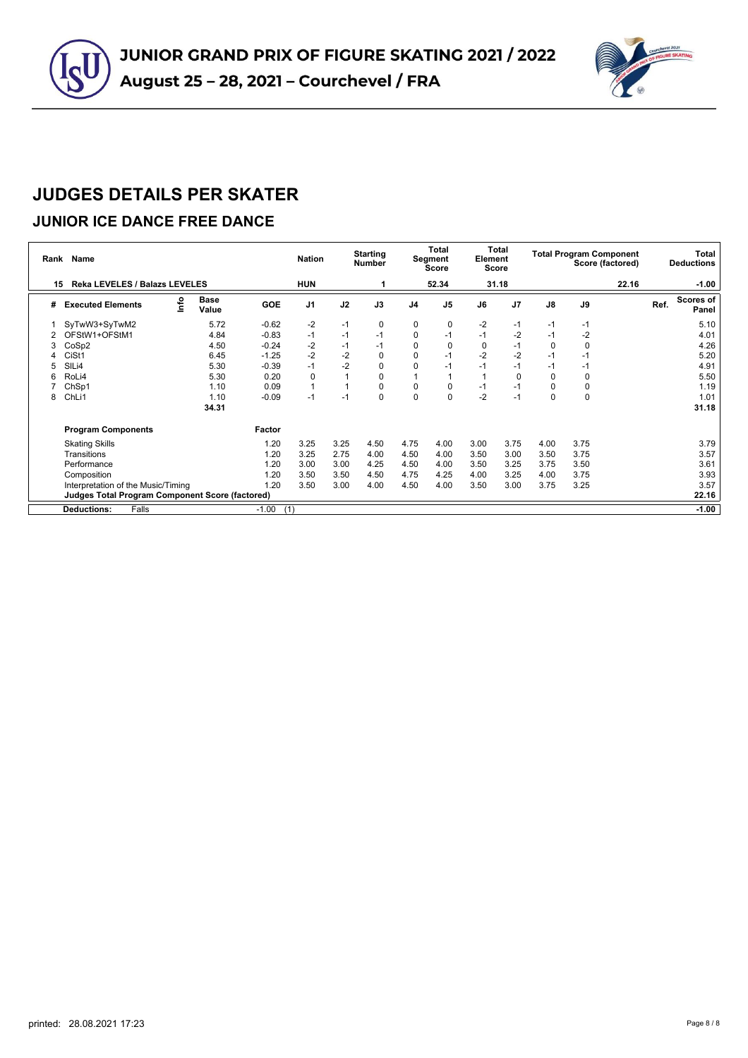# JUNIOR GRAND PRIX OF FIGURE SKATING 2021 / 2022

**August 25 – 28, 2021 – Courchevel / FRA**

# JUDGES DETAILS PER SKATER

## JUNIOR ICE DANCE FREE DANCE

| Rank | Name | | | | Nation | | Starting Number | | Total Segment Score | | Total Element Score | | Total Program Component Score (factored) | | Total Deductions |
|---|---|---|---|---|---|---|---|---|---|---|---|---|---|---|---|
| 15 | Reka LEVELES / Balazs LEVELES | | | | HUN | | 1 | | 52.34 | | 31.18 | | 22.16 | | -1.00 |

| # | Executed Elements | Info | Base Value | GOE | J1 | J2 | J3 | J4 | J5 | J6 | J7 | J8 | J9 | Ref. | Scores of Panel |
|---|---|---|---|---|---|---|---|---|---|---|---|---|---|---|---|
| 1 | SyTwW3+SyTwM2 | | 5.72 | -0.62 | -2 | -1 | 0 | 0 | 0 | -2 | -1 | -1 | -1 | | 5.10 |
| 2 | OFStW1+OFStM1 | | 4.84 | -0.83 | -1 | -1 | -1 | 0 | -1 | -1 | -2 | -1 | -2 | | 4.01 |
| 3 | CoSp2 | | 4.50 | -0.24 | -2 | -1 | -1 | 0 | 0 | 0 | -1 | 0 | 0 | | 4.26 |
| 4 | CiSt1 | | 6.45 | -1.25 | -2 | -2 | 0 | 0 | -1 | -2 | -2 | -1 | -1 | | 5.20 |
| 5 | SlLi4 | | 5.30 | -0.39 | -1 | -2 | 0 | 0 | -1 | -1 | -1 | -1 | -1 | | 4.91 |
| 6 | RoLi4 | | 5.30 | 0.20 | 0 | 1 | 0 | 1 | 1 | 1 | 0 | 0 | 0 | | 5.50 |
| 7 | ChSp1 | | 1.10 | 0.09 | 1 | 1 | 0 | 0 | 0 | -1 | -1 | 0 | 0 | | 1.19 |
| 8 | ChLi1 | | 1.10 | -0.09 | -1 | -1 | 0 | 0 | 0 | -2 | -1 | 0 | 0 | | 1.01 |
| | | | 34.31 | | | | | | | | | | | | 31.18 |

| Program Components | Factor | J1 | J2 | J3 | J4 | J5 | J6 | J7 | J8 | J9 | | Scores of Panel |
|---|---|---|---|---|---|---|---|---|---|---|---|---|
| Skating Skills | 1.20 | 3.25 | 3.25 | 4.50 | 4.75 | 4.00 | 3.00 | 3.75 | 4.00 | 3.75 | | 3.79 |
| Transitions | 1.20 | 3.25 | 2.75 | 4.00 | 4.50 | 4.00 | 3.50 | 3.00 | 3.50 | 3.75 | | 3.57 |
| Performance | 1.20 | 3.00 | 3.00 | 4.25 | 4.50 | 4.00 | 3.50 | 3.25 | 3.75 | 3.50 | | 3.61 |
| Composition | 1.20 | 3.50 | 3.50 | 4.50 | 4.75 | 4.25 | 4.00 | 3.25 | 4.00 | 3.75 | | 3.93 |
| Interpretation of the Music/Timing | 1.20 | 3.50 | 3.00 | 4.00 | 4.50 | 4.00 | 3.50 | 3.00 | 3.75 | 3.25 | | 3.57 |
| Judges Total Program Component Score (factored) | | | | | | | | | | | | 22.16 |
| Deductions: Falls | -1.00 (1) | | | | | | | | | | | -1.00 |

printed: 28.08.2021 17:23